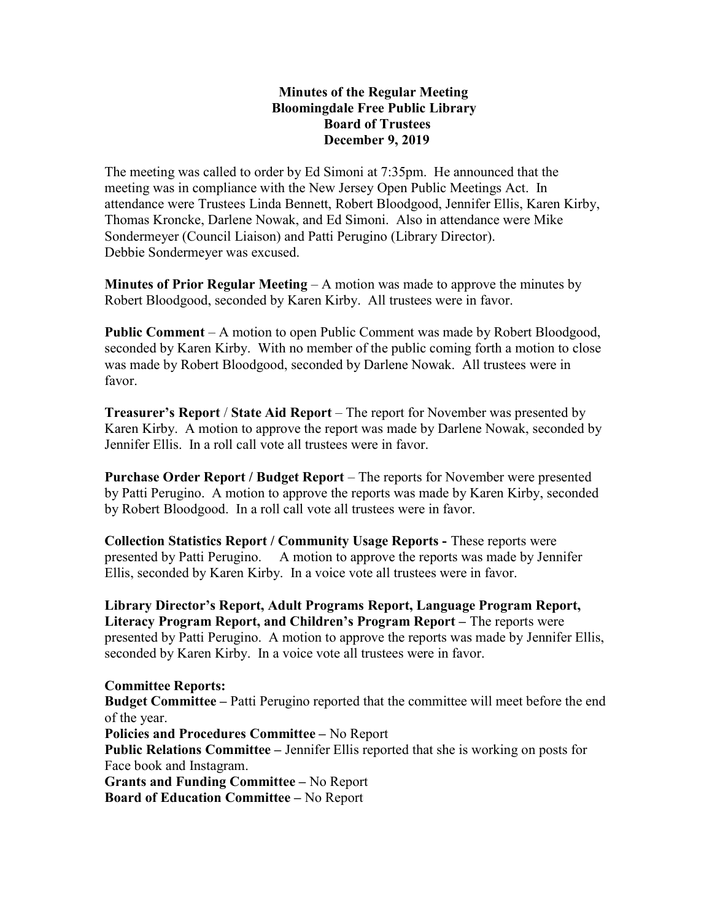# Minutes of the Regular Meeting
# Bloomingdale Free Public Library
# Board of Trustees
# December 9, 2019

The meeting was called to order by Ed Simoni at 7:35pm. He announced that the meeting was in compliance with the New Jersey Open Public Meetings Act. In attendance were Trustees Linda Bennett, Robert Bloodgood, Jennifer Ellis, Karen Kirby, Thomas Kroncke, Darlene Nowak, and Ed Simoni. Also in attendance were Mike Sondermeyer (Council Liaison) and Patti Perugino (Library Director). Debbie Sondermeyer was excused.

**Minutes of Prior Regular Meeting** – A motion was made to approve the minutes by Robert Bloodgood, seconded by Karen Kirby. All trustees were in favor.

**Public Comment** – A motion to open Public Comment was made by Robert Bloodgood, seconded by Karen Kirby. With no member of the public coming forth a motion to close was made by Robert Bloodgood, seconded by Darlene Nowak. All trustees were in favor.

**Treasurer's Report** / **State Aid Report** – The report for November was presented by Karen Kirby. A motion to approve the report was made by Darlene Nowak, seconded by Jennifer Ellis. In a roll call vote all trustees were in favor.

**Purchase Order Report / Budget Report** – The reports for November were presented by Patti Perugino. A motion to approve the reports was made by Karen Kirby, seconded by Robert Bloodgood. In a roll call vote all trustees were in favor.

**Collection Statistics Report / Community Usage Reports -** These reports were presented by Patti Perugino. A motion to approve the reports was made by Jennifer Ellis, seconded by Karen Kirby. In a voice vote all trustees were in favor.

**Library Director's Report, Adult Programs Report, Language Program Report, Literacy Program Report, and Children's Program Report –** The reports were presented by Patti Perugino. A motion to approve the reports was made by Jennifer Ellis, seconded by Karen Kirby. In a voice vote all trustees were in favor.

**Committee Reports:**

**Budget Committee –** Patti Perugino reported that the committee will meet before the end of the year.

**Policies and Procedures Committee –** No Report

**Public Relations Committee –** Jennifer Ellis reported that she is working on posts for Face book and Instagram.

**Grants and Funding Committee –** No Report

**Board of Education Committee –** No Report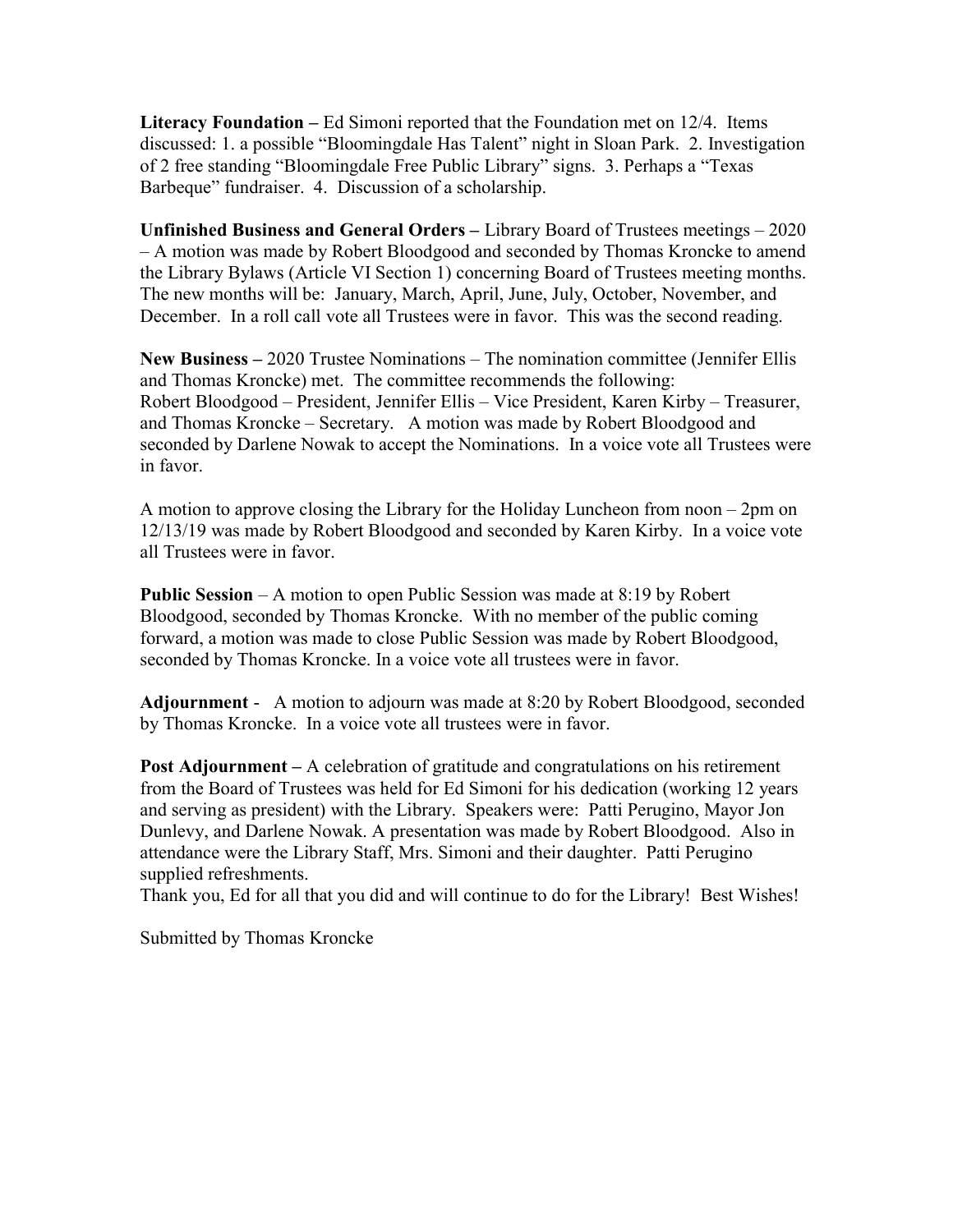**Literacy Foundation –** Ed Simoni reported that the Foundation met on 12/4. Items discussed: 1. a possible "Bloomingdale Has Talent" night in Sloan Park. 2. Investigation of 2 free standing "Bloomingdale Free Public Library" signs. 3. Perhaps a "Texas Barbeque" fundraiser. 4. Discussion of a scholarship.

**Unfinished Business and General Orders –** Library Board of Trustees meetings – 2020 – A motion was made by Robert Bloodgood and seconded by Thomas Kroncke to amend the Library Bylaws (Article VI Section 1) concerning Board of Trustees meeting months. The new months will be: January, March, April, June, July, October, November, and December. In a roll call vote all Trustees were in favor. This was the second reading.

**New Business –** 2020 Trustee Nominations – The nomination committee (Jennifer Ellis and Thomas Kroncke) met. The committee recommends the following: Robert Bloodgood – President, Jennifer Ellis – Vice President, Karen Kirby – Treasurer, and Thomas Kroncke – Secretary. A motion was made by Robert Bloodgood and seconded by Darlene Nowak to accept the Nominations. In a voice vote all Trustees were in favor.

A motion to approve closing the Library for the Holiday Luncheon from noon – 2pm on 12/13/19 was made by Robert Bloodgood and seconded by Karen Kirby. In a voice vote all Trustees were in favor.

**Public Session** – A motion to open Public Session was made at 8:19 by Robert Bloodgood, seconded by Thomas Kroncke. With no member of the public coming forward, a motion was made to close Public Session was made by Robert Bloodgood, seconded by Thomas Kroncke. In a voice vote all trustees were in favor.

**Adjournment** - A motion to adjourn was made at 8:20 by Robert Bloodgood, seconded by Thomas Kroncke. In a voice vote all trustees were in favor.

**Post Adjournment –** A celebration of gratitude and congratulations on his retirement from the Board of Trustees was held for Ed Simoni for his dedication (working 12 years and serving as president) with the Library. Speakers were: Patti Perugino, Mayor Jon Dunlevy, and Darlene Nowak. A presentation was made by Robert Bloodgood. Also in attendance were the Library Staff, Mrs. Simoni and their daughter. Patti Perugino supplied refreshments.
Thank you, Ed for all that you did and will continue to do for the Library! Best Wishes!

Submitted by Thomas Kroncke